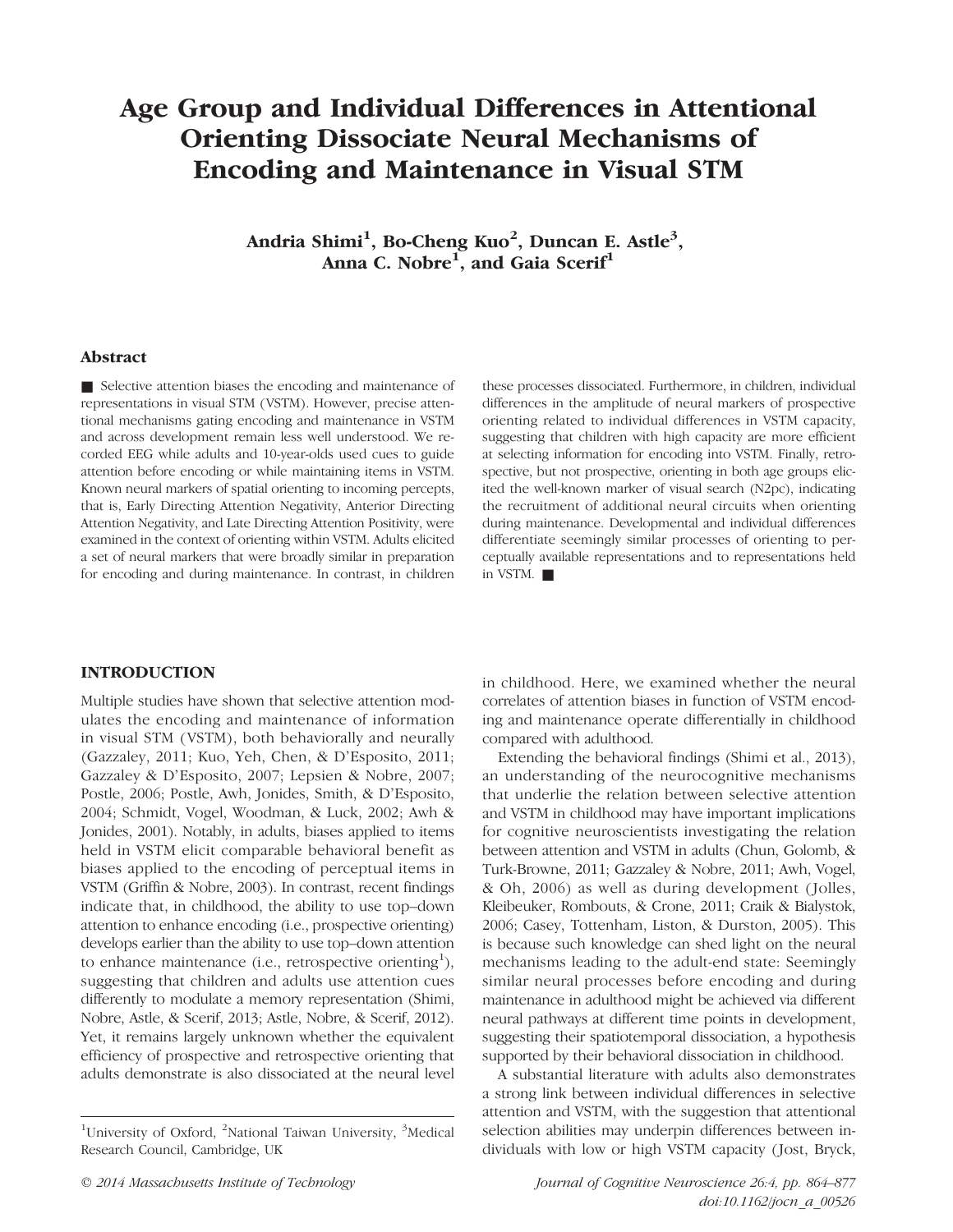# Age Group and Individual Differences in Attentional Orienting Dissociate Neural Mechanisms of Encoding and Maintenance in Visual STM

**Andria Shimi[1], Bo-Cheng Kuo[2], Duncan E. Astle[3], Anna C. Nobre[1], and Gaia Scerif[1]**

## Abstract

■ Selective attention biases the encoding and maintenance of representations in visual STM (VSTM). However, precise attentional mechanisms gating encoding and maintenance in VSTM and across development remain less well understood. We recorded EEG while adults and 10-year-olds used cues to guide attention before encoding or while maintaining items in VSTM. Known neural markers of spatial orienting to incoming percepts, that is, Early Directing Attention Negativity, Anterior Directing Attention Negativity, and Late Directing Attention Positivity, were examined in the context of orienting within VSTM. Adults elicited a set of neural markers that were broadly similar in preparation for encoding and during maintenance. In contrast, in children these processes dissociated. Furthermore, in children, individual differences in the amplitude of neural markers of prospective orienting related to individual differences in VSTM capacity, suggesting that children with high capacity are more efficient at selecting information for encoding into VSTM. Finally, retrospective, but not prospective, orienting in both age groups elicited the well-known marker of visual search (N2pc), indicating the recruitment of additional neural circuits when orienting during maintenance. Developmental and individual differences differentiate seemingly similar processes of orienting to perceptually available representations and to representations held in VSTM. ■

## INTRODUCTION

Multiple studies have shown that selective attention modulates the encoding and maintenance of information in visual STM (VSTM), both behaviorally and neurally (Gazzaley, 2011; Kuo, Yeh, Chen, & D'Esposito, 2011; Gazzaley & D'Esposito, 2007; Lepsien & Nobre, 2007; Postle, 2006; Postle, Awh, Jonides, Smith, & D'Esposito, 2004; Schmidt, Vogel, Woodman, & Luck, 2002; Awh & Jonides, 2001). Notably, in adults, biases applied to items held in VSTM elicit comparable behavioral benefit as biases applied to the encoding of perceptual items in VSTM (Griffin & Nobre, 2003). In contrast, recent findings indicate that, in childhood, the ability to use top–down attention to enhance encoding (i.e., prospective orienting) develops earlier than the ability to use top–down attention to enhance maintenance (i.e., retrospective orienting[1]), suggesting that children and adults use attention cues differently to modulate a memory representation (Shimi, Nobre, Astle, & Scerif, 2013; Astle, Nobre, & Scerif, 2012). Yet, it remains largely unknown whether the equivalent efficiency of prospective and retrospective orienting that adults demonstrate is also dissociated at the neural level in childhood. Here, we examined whether the neural correlates of attention biases in function of VSTM encoding and maintenance operate differentially in childhood compared with adulthood.

Extending the behavioral findings (Shimi et al., 2013), an understanding of the neurocognitive mechanisms that underlie the relation between selective attention and VSTM in childhood may have important implications for cognitive neuroscientists investigating the relation between attention and VSTM in adults (Chun, Golomb, & Turk-Browne, 2011; Gazzaley & Nobre, 2011; Awh, Vogel, & Oh, 2006) as well as during development (Jolles, Kleibeuker, Rombouts, & Crone, 2011; Craik & Bialystok, 2006; Casey, Tottenham, Liston, & Durston, 2005). This is because such knowledge can shed light on the neural mechanisms leading to the adult-end state: Seemingly similar neural processes before encoding and during maintenance in adulthood might be achieved via different neural pathways at different time points in development, suggesting their spatiotemporal dissociation, a hypothesis supported by their behavioral dissociation in childhood.

A substantial literature with adults also demonstrates a strong link between individual differences in selective attention and VSTM, with the suggestion that attentional selection abilities may underpin differences between individuals with low or high VSTM capacity (Jost, Bryck,

[1]University of Oxford, [2]National Taiwan University, [3]Medical Research Council, Cambridge, UK

© 2014 Massachusetts Institute of Technology

doi:10.1162/jocn_a_00526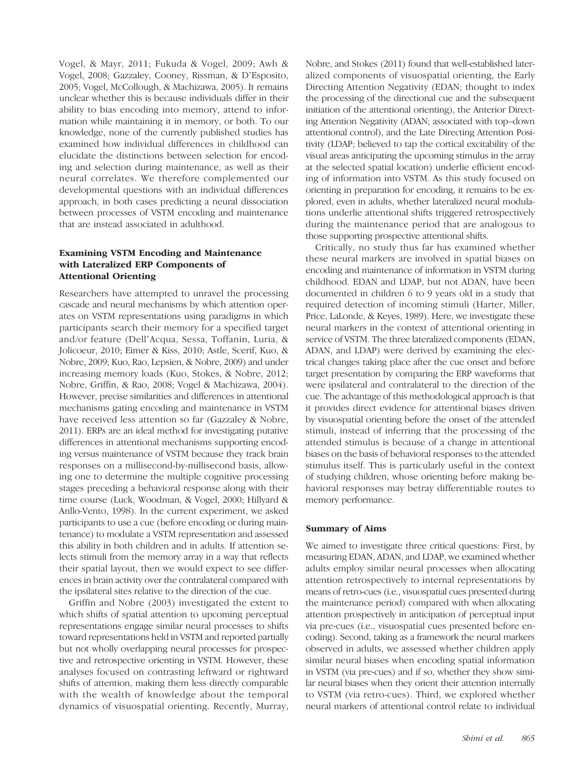Vogel, & Mayr, 2011; Fukuda & Vogel, 2009; Awh & Vogel, 2008; Gazzaley, Cooney, Rissman, & D'Esposito, 2005; Vogel, McCollough, & Machizawa, 2005). It remains unclear whether this is because individuals differ in their ability to bias encoding into memory, attend to information while maintaining it in memory, or both. To our knowledge, none of the currently published studies has examined how individual differences in childhood can elucidate the distinctions between selection for encoding and selection during maintenance, as well as their neural correlates. We therefore complemented our developmental questions with an individual differences approach, in both cases predicting a neural dissociation between processes of VSTM encoding and maintenance that are instead associated in adulthood.

### Examining VSTM Encoding and Maintenance with Lateralized ERP Components of Attentional Orienting

Researchers have attempted to unravel the processing cascade and neural mechanisms by which attention operates on VSTM representations using paradigms in which participants search their memory for a specified target and/or feature (Dell'Acqua, Sessa, Toffanin, Luria, & Jolicoeur, 2010; Eimer & Kiss, 2010; Astle, Scerif, Kuo, & Nobre, 2009; Kuo, Rao, Lepsien, & Nobre, 2009) and under increasing memory loads (Kuo, Stokes, & Nobre, 2012; Nobre, Griffin, & Rao, 2008; Vogel & Machizawa, 2004). However, precise similarities and differences in attentional mechanisms gating encoding and maintenance in VSTM have received less attention so far (Gazzaley & Nobre, 2011). ERPs are an ideal method for investigating putative differences in attentional mechanisms supporting encoding versus maintenance of VSTM because they track brain responses on a millisecond-by-millisecond basis, allowing one to determine the multiple cognitive processing stages preceding a behavioral response along with their time course (Luck, Woodman, & Vogel, 2000; Hillyard & Anllo-Vento, 1998). In the current experiment, we asked participants to use a cue (before encoding or during maintenance) to modulate a VSTM representation and assessed this ability in both children and in adults. If attention selects stimuli from the memory array in a way that reflects their spatial layout, then we would expect to see differences in brain activity over the contralateral compared with the ipsilateral sites relative to the direction of the cue.

Griffin and Nobre (2003) investigated the extent to which shifts of spatial attention to upcoming perceptual representations engage similar neural processes to shifts toward representations held in VSTM and reported partially but not wholly overlapping neural processes for prospective and retrospective orienting in VSTM. However, these analyses focused on contrasting leftward or rightward shifts of attention, making them less directly comparable with the wealth of knowledge about the temporal dynamics of visuospatial orienting. Recently, Murray, Nobre, and Stokes (2011) found that well-established lateralized components of visuospatial orienting, the Early Directing Attention Negativity (EDAN; thought to index the processing of the directional cue and the subsequent initiation of the attentional orienting), the Anterior Directing Attention Negativity (ADAN; associated with top–down attentional control), and the Late Directing Attention Positivity (LDAP; believed to tap the cortical excitability of the visual areas anticipating the upcoming stimulus in the array at the selected spatial location) underlie efficient encoding of information into VSTM. As this study focused on orienting in preparation for encoding, it remains to be explored, even in adults, whether lateralized neural modulations underlie attentional shifts triggered retrospectively during the maintenance period that are analogous to those supporting prospective attentional shifts.

Critically, no study thus far has examined whether these neural markers are involved in spatial biases on encoding and maintenance of information in VSTM during childhood. EDAN and LDAP, but not ADAN, have been documented in children 6 to 9 years old in a study that required detection of incoming stimuli (Harter, Miller, Price, LaLonde, & Keyes, 1989). Here, we investigate these neural markers in the context of attentional orienting in service of VSTM. The three lateralized components (EDAN, ADAN, and LDAP) were derived by examining the electrical changes taking place after the cue onset and before target presentation by comparing the ERP waveforms that were ipsilateral and contralateral to the direction of the cue. The advantage of this methodological approach is that it provides direct evidence for attentional biases driven by visuospatial orienting before the onset of the attended stimuli, instead of inferring that the processing of the attended stimulus is because of a change in attentional biases on the basis of behavioral responses to the attended stimulus itself. This is particularly useful in the context of studying children, whose orienting before making behavioral responses may betray differentiable routes to memory performance.

### Summary of Aims

We aimed to investigate three critical questions: First, by measuring EDAN, ADAN, and LDAP, we examined whether adults employ similar neural processes when allocating attention retrospectively to internal representations by means of retro-cues (i.e., visuospatial cues presented during the maintenance period) compared with when allocating attention prospectively in anticipation of perceptual input via pre-cues (i.e., visuospatial cues presented before encoding). Second, taking as a framework the neural markers observed in adults, we assessed whether children apply similar neural biases when encoding spatial information in VSTM (via pre-cues) and if so, whether they show similar neural biases when they orient their attention internally to VSTM (via retro-cues). Third, we explored whether neural markers of attentional control relate to individual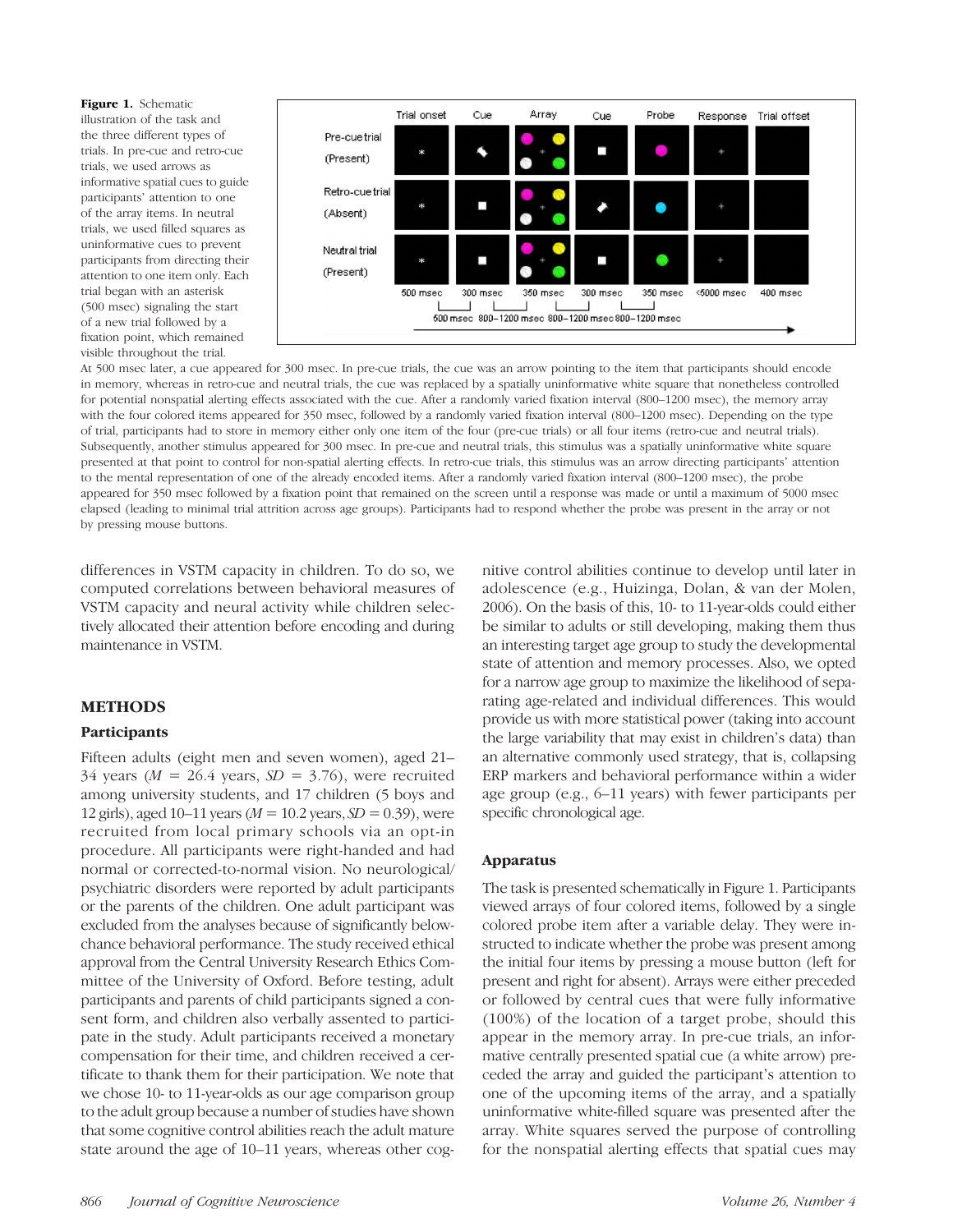**Figure 1.** Schematic illustration of the task and the three different types of trials. In pre-cue and retro-cue trials, we used arrows as informative spatial cues to guide participants' attention to one of the array items. In neutral trials, we used filled squares as uninformative cues to prevent participants from directing their attention to one item only. Each trial began with an asterisk (500 msec) signaling the start of a new trial followed by a fixation point, which remained visible throughout the trial. At 500 msec later, a cue appeared for 300 msec. In pre-cue trials, the cue was an arrow pointing to the item that participants should encode in memory, whereas in retro-cue and neutral trials, the cue was replaced by a spatially uninformative white square that nonetheless controlled for potential nonspatial alerting effects associated with the cue. After a randomly varied fixation interval (800–1200 msec), the memory array with the four colored items appeared for 350 msec, followed by a randomly varied fixation interval (800–1200 msec). Depending on the type of trial, participants had to store in memory either only one item of the four (pre-cue trials) or all four items (retro-cue and neutral trials). Subsequently, another stimulus appeared for 300 msec. In pre-cue and neutral trials, this stimulus was a spatially uninformative white square presented at that point to control for non-spatial alerting effects. In retro-cue trials, this stimulus was an arrow directing participants' attention to the mental representation of one of the already encoded items. After a randomly varied fixation interval (800–1200 msec), the probe appeared for 350 msec followed by a fixation point that remained on the screen until a response was made or until a maximum of 5000 msec elapsed (leading to minimal trial attrition across age groups). Participants had to respond whether the probe was present in the array or not by pressing mouse buttons.

differences in VSTM capacity in children. To do so, we computed correlations between behavioral measures of VSTM capacity and neural activity while children selectively allocated their attention before encoding and during maintenance in VSTM.

## METHODS

### Participants

Fifteen adults (eight men and seven women), aged 21–34 years ($M$ = 26.4 years, $SD$ = 3.76), were recruited among university students, and 17 children (5 boys and 12 girls), aged 10–11 years ($M$ = 10.2 years, $SD$ = 0.39), were recruited from local primary schools via an opt-in procedure. All participants were right-handed and had normal or corrected-to-normal vision. No neurological/psychiatric disorders were reported by adult participants or the parents of the children. One adult participant was excluded from the analyses because of significantly below-chance behavioral performance. The study received ethical approval from the Central University Research Ethics Committee of the University of Oxford. Before testing, adult participants and parents of child participants signed a consent form, and children also verbally assented to participate in the study. Adult participants received a monetary compensation for their time, and children received a certificate to thank them for their participation. We note that we chose 10- to 11-year-olds as our age comparison group to the adult group because a number of studies have shown that some cognitive control abilities reach the adult mature state around the age of 10–11 years, whereas other cognitive control abilities continue to develop until later in adolescence (e.g., Huizinga, Dolan, & van der Molen, 2006). On the basis of this, 10- to 11-year-olds could either be similar to adults or still developing, making them thus an interesting target age group to study the developmental state of attention and memory processes. Also, we opted for a narrow age group to maximize the likelihood of separating age-related and individual differences. This would provide us with more statistical power (taking into account the large variability that may exist in children's data) than an alternative commonly used strategy, that is, collapsing ERP markers and behavioral performance within a wider age group (e.g., 6–11 years) with fewer participants per specific chronological age.

### Apparatus

The task is presented schematically in Figure 1. Participants viewed arrays of four colored items, followed by a single colored probe item after a variable delay. They were instructed to indicate whether the probe was present among the initial four items by pressing a mouse button (left for present and right for absent). Arrays were either preceded or followed by central cues that were fully informative (100%) of the location of a target probe, should this appear in the memory array. In pre-cue trials, an informative centrally presented spatial cue (a white arrow) preceded the array and guided the participant's attention to one of the upcoming items of the array, and a spatially uninformative white-filled square was presented after the array. White squares served the purpose of controlling for the nonspatial alerting effects that spatial cues may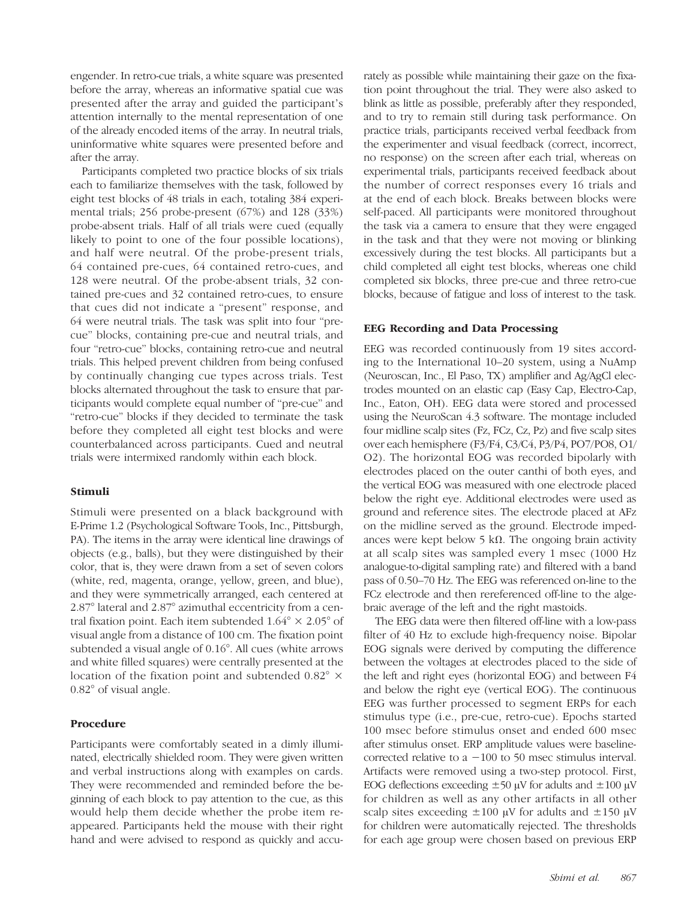engender. In retro-cue trials, a white square was presented before the array, whereas an informative spatial cue was presented after the array and guided the participant's attention internally to the mental representation of one of the already encoded items of the array. In neutral trials, uninformative white squares were presented before and after the array.

Participants completed two practice blocks of six trials each to familiarize themselves with the task, followed by eight test blocks of 48 trials in each, totaling 384 experimental trials; 256 probe-present (67%) and 128 (33%) probe-absent trials. Half of all trials were cued (equally likely to point to one of the four possible locations), and half were neutral. Of the probe-present trials, 64 contained pre-cues, 64 contained retro-cues, and 128 were neutral. Of the probe-absent trials, 32 contained pre-cues and 32 contained retro-cues, to ensure that cues did not indicate a "present" response, and 64 were neutral trials. The task was split into four "pre-cue" blocks, containing pre-cue and neutral trials, and four "retro-cue" blocks, containing retro-cue and neutral trials. This helped prevent children from being confused by continually changing cue types across trials. Test blocks alternated throughout the task to ensure that participants would complete equal number of "pre-cue" and "retro-cue" blocks if they decided to terminate the task before they completed all eight test blocks and were counterbalanced across participants. Cued and neutral trials were intermixed randomly within each block.

### Stimuli

Stimuli were presented on a black background with E-Prime 1.2 (Psychological Software Tools, Inc., Pittsburgh, PA). The items in the array were identical line drawings of objects (e.g., balls), but they were distinguished by their color, that is, they were drawn from a set of seven colors (white, red, magenta, orange, yellow, green, and blue), and they were symmetrically arranged, each centered at 2.87° lateral and 2.87° azimuthal eccentricity from a central fixation point. Each item subtended $1.64° \times 2.05°$ of visual angle from a distance of 100 cm. The fixation point subtended a visual angle of 0.16°. All cues (white arrows and white filled squares) were centrally presented at the location of the fixation point and subtended $0.82° \times 0.82°$ of visual angle.

### Procedure

Participants were comfortably seated in a dimly illuminated, electrically shielded room. They were given written and verbal instructions along with examples on cards. They were recommended and reminded before the beginning of each block to pay attention to the cue, as this would help them decide whether the probe item reappeared. Participants held the mouse with their right hand and were advised to respond as quickly and accurately as possible while maintaining their gaze on the fixation point throughout the trial. They were also asked to blink as little as possible, preferably after they responded, and to try to remain still during task performance. On practice trials, participants received verbal feedback from the experimenter and visual feedback (correct, incorrect, no response) on the screen after each trial, whereas on experimental trials, participants received feedback about the number of correct responses every 16 trials and at the end of each block. Breaks between blocks were self-paced. All participants were monitored throughout the task via a camera to ensure that they were engaged in the task and that they were not moving or blinking excessively during the test blocks. All participants but a child completed all eight test blocks, whereas one child completed six blocks, three pre-cue and three retro-cue blocks, because of fatigue and loss of interest to the task.

### EEG Recording and Data Processing

EEG was recorded continuously from 19 sites according to the International 10–20 system, using a NuAmp (Neuroscan, Inc., El Paso, TX) amplifier and Ag/AgCl electrodes mounted on an elastic cap (Easy Cap, Electro-Cap, Inc., Eaton, OH). EEG data were stored and processed using the NeuroScan 4.3 software. The montage included four midline scalp sites (Fz, FCz, Cz, Pz) and five scalp sites over each hemisphere (F3/F4, C3/C4, P3/P4, PO7/PO8, O1/O2). The horizontal EOG was recorded bipolarly with electrodes placed on the outer canthi of both eyes, and the vertical EOG was measured with one electrode placed below the right eye. Additional electrodes were used as ground and reference sites. The electrode placed at AFz on the midline served as the ground. Electrode impedances were kept below 5 kΩ. The ongoing brain activity at all scalp sites was sampled every 1 msec (1000 Hz analogue-to-digital sampling rate) and filtered with a band pass of 0.50–70 Hz. The EEG was referenced on-line to the FCz electrode and then rereferenced off-line to the algebraic average of the left and the right mastoids.

The EEG data were then filtered off-line with a low-pass filter of 40 Hz to exclude high-frequency noise. Bipolar EOG signals were derived by computing the difference between the voltages at electrodes placed to the side of the left and right eyes (horizontal EOG) and between F4 and below the right eye (vertical EOG). The continuous EEG was further processed to segment ERPs for each stimulus type (i.e., pre-cue, retro-cue). Epochs started 100 msec before stimulus onset and ended 600 msec after stimulus onset. ERP amplitude values were baseline-corrected relative to a −100 to 50 msec stimulus interval. Artifacts were removed using a two-step protocol. First, EOG deflections exceeding ±50 μV for adults and ±100 μV for children as well as any other artifacts in all other scalp sites exceeding ±100 μV for adults and ±150 μV for children were automatically rejected. The thresholds for each age group were chosen based on previous ERP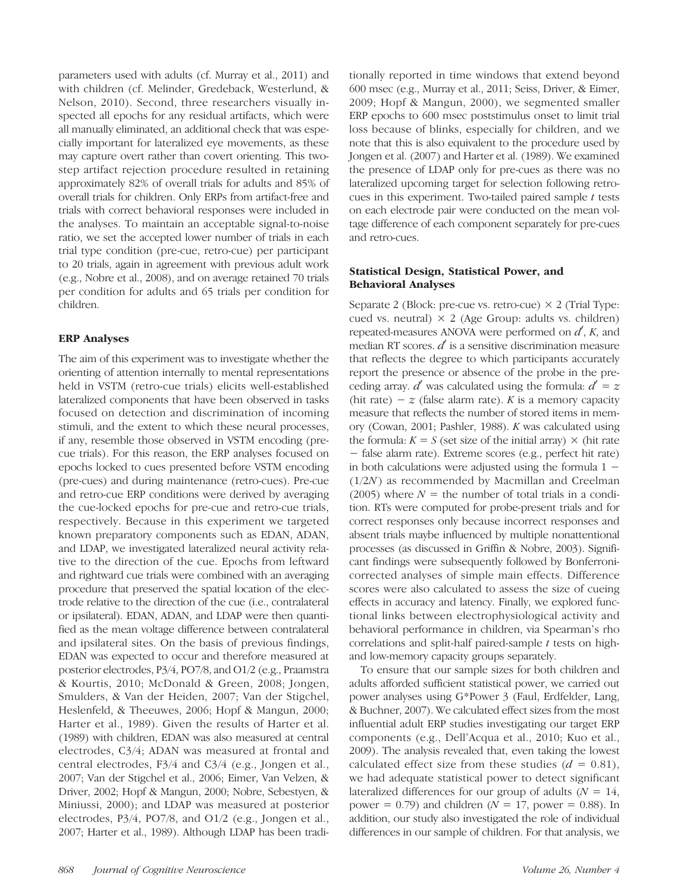parameters used with adults (cf. Murray et al., 2011) and with children (cf. Melinder, Gredeback, Westerlund, & Nelson, 2010). Second, three researchers visually inspected all epochs for any residual artifacts, which were all manually eliminated, an additional check that was especially important for lateralized eye movements, as these may capture overt rather than covert orienting. This two-step artifact rejection procedure resulted in retaining approximately 82% of overall trials for adults and 85% of overall trials for children. Only ERPs from artifact-free and trials with correct behavioral responses were included in the analyses. To maintain an acceptable signal-to-noise ratio, we set the accepted lower number of trials in each trial type condition (pre-cue, retro-cue) per participant to 20 trials, again in agreement with previous adult work (e.g., Nobre et al., 2008), and on average retained 70 trials per condition for adults and 65 trials per condition for children.

### ERP Analyses

The aim of this experiment was to investigate whether the orienting of attention internally to mental representations held in VSTM (retro-cue trials) elicits well-established lateralized components that have been observed in tasks focused on detection and discrimination of incoming stimuli, and the extent to which these neural processes, if any, resemble those observed in VSTM encoding (pre-cue trials). For this reason, the ERP analyses focused on epochs locked to cues presented before VSTM encoding (pre-cues) and during maintenance (retro-cues). Pre-cue and retro-cue ERP conditions were derived by averaging the cue-locked epochs for pre-cue and retro-cue trials, respectively. Because in this experiment we targeted known preparatory components such as EDAN, ADAN, and LDAP, we investigated lateralized neural activity relative to the direction of the cue. Epochs from leftward and rightward cue trials were combined with an averaging procedure that preserved the spatial location of the electrode relative to the direction of the cue (i.e., contralateral or ipsilateral). EDAN, ADAN, and LDAP were then quantified as the mean voltage difference between contralateral and ipsilateral sites. On the basis of previous findings, EDAN was expected to occur and therefore measured at posterior electrodes, P3/4, PO7/8, and O1/2 (e.g., Praamstra & Kourtis, 2010; McDonald & Green, 2008; Jongen, Smulders, & Van der Heiden, 2007; Van der Stigchel, Heslenfeld, & Theeuwes, 2006; Hopf & Mangun, 2000; Harter et al., 1989). Given the results of Harter et al. (1989) with children, EDAN was also measured at central electrodes, C3/4; ADAN was measured at frontal and central electrodes, F3/4 and C3/4 (e.g., Jongen et al., 2007; Van der Stigchel et al., 2006; Eimer, Van Velzen, & Driver, 2002; Hopf & Mangun, 2000; Nobre, Sebestyen, & Miniussi, 2000); and LDAP was measured at posterior electrodes, P3/4, PO7/8, and O1/2 (e.g., Jongen et al., 2007; Harter et al., 1989). Although LDAP has been traditionally reported in time windows that extend beyond 600 msec (e.g., Murray et al., 2011; Seiss, Driver, & Eimer, 2009; Hopf & Mangun, 2000), we segmented smaller ERP epochs to 600 msec poststimulus onset to limit trial loss because of blinks, especially for children, and we note that this is also equivalent to the procedure used by Jongen et al. (2007) and Harter et al. (1989). We examined the presence of LDAP only for pre-cues as there was no lateralized upcoming target for selection following retro-cues in this experiment. Two-tailed paired sample *t* tests on each electrode pair were conducted on the mean voltage difference of each component separately for pre-cues and retro-cues.

### Statistical Design, Statistical Power, and Behavioral Analyses

Separate 2 (Block: pre-cue vs. retro-cue) × 2 (Trial Type: cued vs. neutral) × 2 (Age Group: adults vs. children) repeated-measures ANOVA were performed on $d'$, $K$, and median RT scores. $d'$ is a sensitive discrimination measure that reflects the degree to which participants accurately report the presence or absence of the probe in the preceding array. $d'$ was calculated using the formula: $d' = z$ (hit rate) $- z$ (false alarm rate). $K$ is a memory capacity measure that reflects the number of stored items in memory (Cowan, 2001; Pashler, 1988). $K$ was calculated using the formula: $K = S$ (set size of the initial array) × (hit rate − false alarm rate). Extreme scores (e.g., perfect hit rate) in both calculations were adjusted using the formula $1 - (1/2N)$ as recommended by Macmillan and Creelman (2005) where $N =$ the number of total trials in a condition. RTs were computed for probe-present trials and for correct responses only because incorrect responses and absent trials maybe influenced by multiple nonattentional processes (as discussed in Griffin & Nobre, 2003). Significant findings were subsequently followed by Bonferroni-corrected analyses of simple main effects. Difference scores were also calculated to assess the size of cueing effects in accuracy and latency. Finally, we explored functional links between electrophysiological activity and behavioral performance in children, via Spearman's rho correlations and split-half paired-sample *t* tests on high- and low-memory capacity groups separately.

To ensure that our sample sizes for both children and adults afforded sufficient statistical power, we carried out power analyses using G*Power 3 (Faul, Erdfelder, Lang, & Buchner, 2007). We calculated effect sizes from the most influential adult ERP studies investigating our target ERP components (e.g., Dell'Acqua et al., 2010; Kuo et al., 2009). The analysis revealed that, even taking the lowest calculated effect size from these studies ($d = 0.81$), we had adequate statistical power to detect significant lateralized differences for our group of adults ($N = 14$, power = 0.79) and children ($N = 17$, power = 0.88). In addition, our study also investigated the role of individual differences in our sample of children. For that analysis, we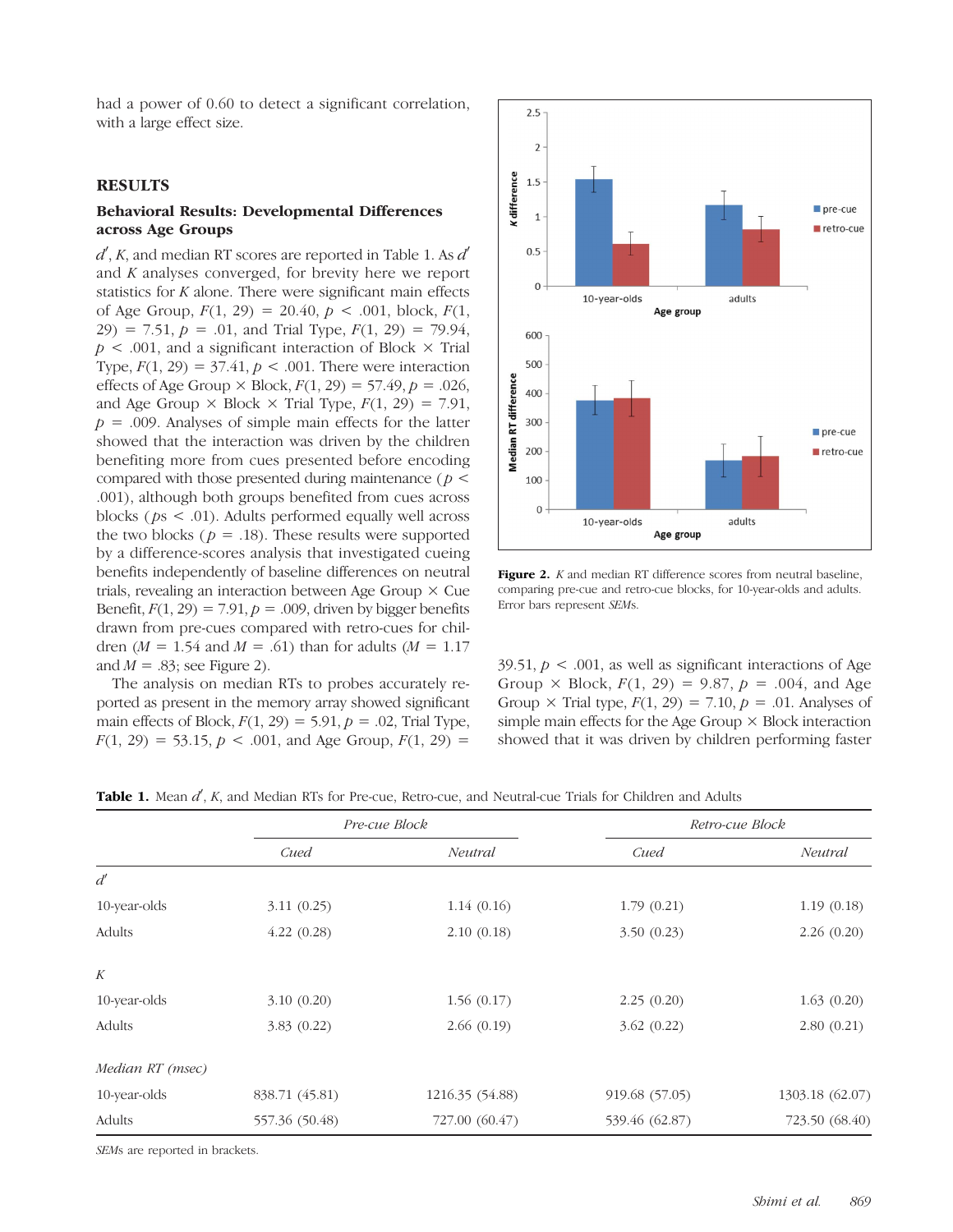had a power of 0.60 to detect a significant correlation, with a large effect size.

## RESULTS

### Behavioral Results: Developmental Differences across Age Groups

$d'$, $K$, and median RT scores are reported in Table 1. As $d'$ and $K$ analyses converged, for brevity here we report statistics for $K$ alone. There were significant main effects of Age Group, $F(1, 29) = 20.40$, $p < .001$, block, $F(1, 29) = 7.51$, $p = .01$, and Trial Type, $F(1, 29) = 79.94$, $p < .001$, and a significant interaction of Block × Trial Type, $F(1, 29) = 37.41$, $p < .001$. There were interaction effects of Age Group × Block, $F(1, 29) = 57.49$, $p = .026$, and Age Group × Block × Trial Type, $F(1, 29) = 7.91$, $p = .009$. Analyses of simple main effects for the latter showed that the interaction was driven by the children benefiting more from cues presented before encoding compared with those presented during maintenance ($p < .001$), although both groups benefited from cues across blocks ($ps < .01$). Adults performed equally well across the two blocks ($p = .18$). These results were supported by a difference-scores analysis that investigated cueing benefits independently of baseline differences on neutral trials, revealing an interaction between Age Group × Cue Benefit, $F(1, 29) = 7.91$, $p = .009$, driven by bigger benefits drawn from pre-cues compared with retro-cues for children ($M = 1.54$ and $M = .61$) than for adults ($M = 1.17$ and $M = .83$; see Figure 2).

The analysis on median RTs to probes accurately reported as present in the memory array showed significant main effects of Block, $F(1, 29) = 5.91$, $p = .02$, Trial Type, $F(1, 29) = 53.15$, $p < .001$, and Age Group, $F(1, 29) = 39.51$, $p < .001$, as well as significant interactions of Age Group × Block, $F(1, 29) = 9.87$, $p = .004$, and Age Group × Trial type, $F(1, 29) = 7.10$, $p = .01$. Analyses of simple main effects for the Age Group × Block interaction showed that it was driven by children performing faster

**Figure 2.** $K$ and median RT difference scores from neutral baseline, comparing pre-cue and retro-cue blocks, for 10-year-olds and adults. Error bars represent *SEMs*.

**Table 1.** Mean $d'$, $K$, and Median RTs for Pre-cue, Retro-cue, and Neutral-cue Trials for Children and Adults

| | *Pre-cue Block* | | *Retro-cue Block* | |
|---|---|---|---|---|
| | *Cued* | *Neutral* | *Cued* | *Neutral* |
| $d'$ | | | | |
| 10-year-olds | 3.11 (0.25) | 1.14 (0.16) | 1.79 (0.21) | 1.19 (0.18) |
| Adults | 4.22 (0.28) | 2.10 (0.18) | 3.50 (0.23) | 2.26 (0.20) |
| $K$ | | | | |
| 10-year-olds | 3.10 (0.20) | 1.56 (0.17) | 2.25 (0.20) | 1.63 (0.20) |
| Adults | 3.83 (0.22) | 2.66 (0.19) | 3.62 (0.22) | 2.80 (0.21) |
| *Median RT (msec)* | | | | |
| 10-year-olds | 838.71 (45.81) | 1216.35 (54.88) | 919.68 (57.05) | 1303.18 (62.07) |
| Adults | 557.36 (50.48) | 727.00 (60.47) | 539.46 (62.87) | 723.50 (68.40) |

*SEMs* are reported in brackets.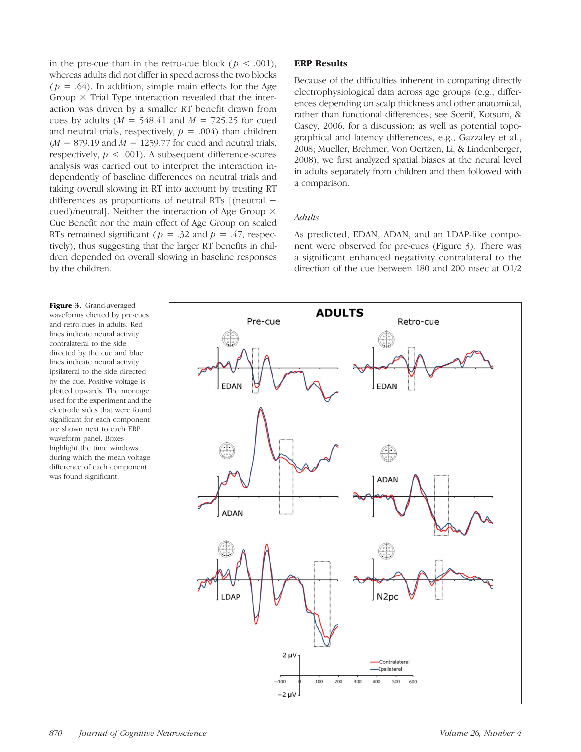in the pre-cue than in the retro-cue block ($p < .001$), whereas adults did not differ in speed across the two blocks ($p = .64$). In addition, simple main effects for the Age Group × Trial Type interaction revealed that the interaction was driven by a smaller RT benefit drawn from cues by adults ($M = 548.41$ and $M = 725.25$ for cued and neutral trials, respectively, $p = .004$) than children ($M = 879.19$ and $M = 1259.77$ for cued and neutral trials, respectively, $p < .001$). A subsequent difference-scores analysis was carried out to interpret the interaction independently of baseline differences on neutral trials and taking overall slowing in RT into account by treating RT differences as proportions of neutral RTs [(neutral − cued)/neutral]. Neither the interaction of Age Group × Cue Benefit nor the main effect of Age Group on scaled RTs remained significant ($p = .32$ and $p = .47$, respectively), thus suggesting that the larger RT benefits in children depended on overall slowing in baseline responses by the children.

## ERP Results

Because of the difficulties inherent in comparing directly electrophysiological data across age groups (e.g., differences depending on scalp thickness and other anatomical, rather than functional differences; see Scerif, Kotsoni, & Casey, 2006, for a discussion; as well as potential topographical and latency differences, e.g., Gazzaley et al., 2008; Mueller, Brehmer, Von Oertzen, Li, & Lindenberger, 2008), we first analyzed spatial biases at the neural level in adults separately from children and then followed with a comparison.

### *Adults*

As predicted, EDAN, ADAN, and an LDAP-like component were observed for pre-cues (Figure 3). There was a significant enhanced negativity contralateral to the direction of the cue between 180 and 200 msec at O1/2

**Figure 3.** Grand-averaged waveforms elicited by pre-cues and retro-cues in adults. Red lines indicate neural activity contralateral to the side directed by the cue and blue lines indicate neural activity ipsilateral to the side directed by the cue. Positive voltage is plotted upwards. The montage used for the experiment and the electrode sides that were found significant for each component are shown next to each ERP waveform panel. Boxes highlight the time windows during which the mean voltage difference of each component was found significant.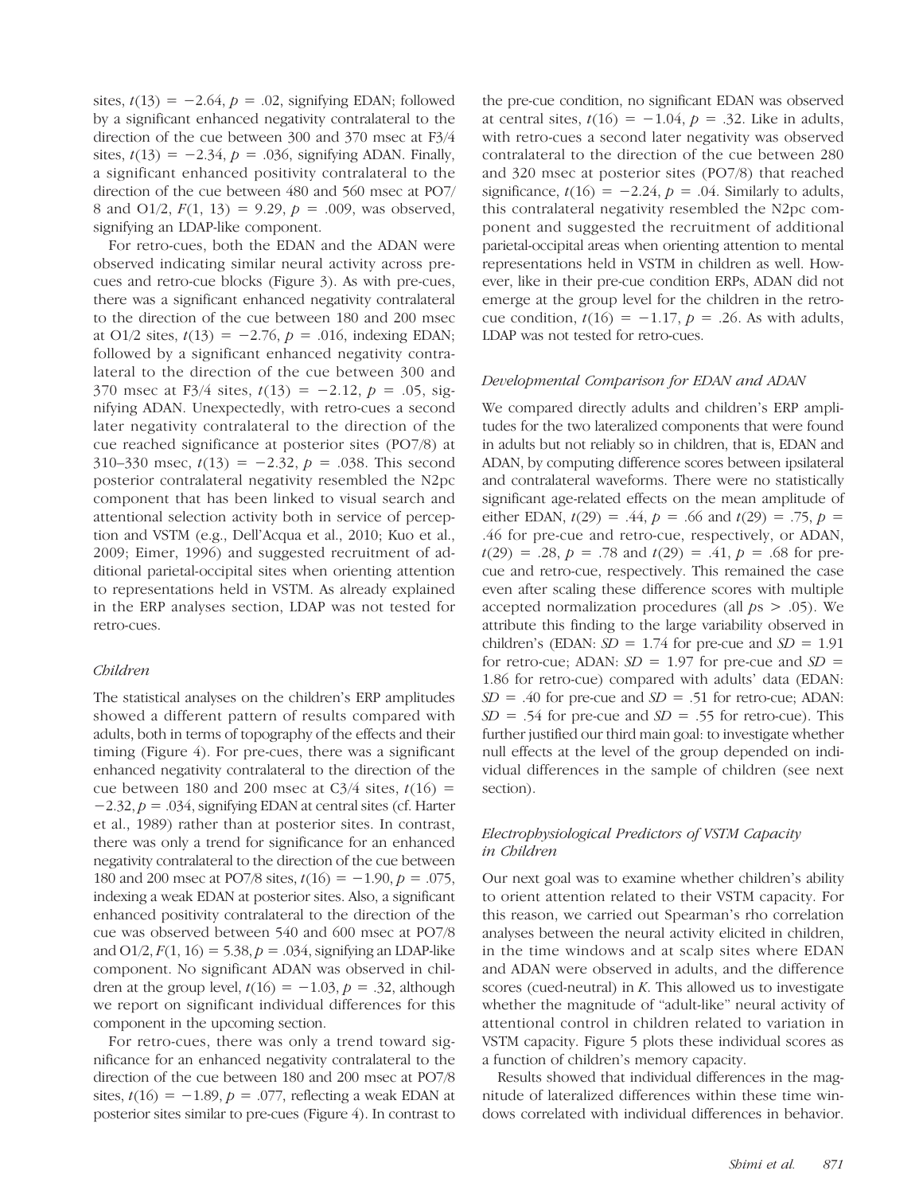sites, $t(13) = -2.64$, $p = .02$, signifying EDAN; followed by a significant enhanced negativity contralateral to the direction of the cue between 300 and 370 msec at F3/4 sites, $t(13) = -2.34$, $p = .036$, signifying ADAN. Finally, a significant enhanced positivity contralateral to the direction of the cue between 480 and 560 msec at PO7/8 and O1/2, $F(1, 13) = 9.29$, $p = .009$, was observed, signifying an LDAP-like component.

For retro-cues, both the EDAN and the ADAN were observed indicating similar neural activity across pre-cues and retro-cue blocks (Figure 3). As with pre-cues, there was a significant enhanced negativity contralateral to the direction of the cue between 180 and 200 msec at O1/2 sites, $t(13) = -2.76$, $p = .016$, indexing EDAN; followed by a significant enhanced negativity contralateral to the direction of the cue between 300 and 370 msec at F3/4 sites, $t(13) = -2.12$, $p = .05$, signifying ADAN. Unexpectedly, with retro-cues a second later negativity contralateral to the direction of the cue reached significance at posterior sites (PO7/8) at 310–330 msec, $t(13) = -2.32$, $p = .038$. This second posterior contralateral negativity resembled the N2pc component that has been linked to visual search and attentional selection activity both in service of perception and VSTM (e.g., Dell'Acqua et al., 2010; Kuo et al., 2009; Eimer, 1996) and suggested recruitment of additional parietal-occipital sites when orienting attention to representations held in VSTM. As already explained in the ERP analyses section, LDAP was not tested for retro-cues.

### *Children*

The statistical analyses on the children's ERP amplitudes showed a different pattern of results compared with adults, both in terms of topography of the effects and their timing (Figure 4). For pre-cues, there was a significant enhanced negativity contralateral to the direction of the cue between 180 and 200 msec at C3/4 sites, $t(16) = -2.32$, $p = .034$, signifying EDAN at central sites (cf. Harter et al., 1989) rather than at posterior sites. In contrast, there was only a trend for significance for an enhanced negativity contralateral to the direction of the cue between 180 and 200 msec at PO7/8 sites, $t(16) = -1.90$, $p = .075$, indexing a weak EDAN at posterior sites. Also, a significant enhanced positivity contralateral to the direction of the cue was observed between 540 and 600 msec at PO7/8 and O1/2, $F(1, 16) = 5.38$, $p = .034$, signifying an LDAP-like component. No significant ADAN was observed in children at the group level, $t(16) = -1.03$, $p = .32$, although we report on significant individual differences for this component in the upcoming section.

For retro-cues, there was only a trend toward significance for an enhanced negativity contralateral to the direction of the cue between 180 and 200 msec at PO7/8 sites, $t(16) = -1.89$, $p = .077$, reflecting a weak EDAN at posterior sites similar to pre-cues (Figure 4). In contrast to the pre-cue condition, no significant EDAN was observed at central sites, $t(16) = -1.04$, $p = .32$. Like in adults, with retro-cues a second later negativity was observed contralateral to the direction of the cue between 280 and 320 msec at posterior sites (PO7/8) that reached significance, $t(16) = -2.24$, $p = .04$. Similarly to adults, this contralateral negativity resembled the N2pc component and suggested the recruitment of additional parietal-occipital areas when orienting attention to mental representations held in VSTM in children as well. However, like in their pre-cue condition ERPs, ADAN did not emerge at the group level for the children in the retro-cue condition, $t(16) = -1.17$, $p = .26$. As with adults, LDAP was not tested for retro-cues.

### *Developmental Comparison for EDAN and ADAN*

We compared directly adults and children's ERP amplitudes for the two lateralized components that were found in adults but not reliably so in children, that is, EDAN and ADAN, by computing difference scores between ipsilateral and contralateral waveforms. There were no statistically significant age-related effects on the mean amplitude of either EDAN, $t(29) = .44$, $p = .66$ and $t(29) = .75$, $p = .46$ for pre-cue and retro-cue, respectively, or ADAN, $t(29) = .28$, $p = .78$ and $t(29) = .41$, $p = .68$ for pre-cue and retro-cue, respectively. This remained the case even after scaling these difference scores with multiple accepted normalization procedures (all $p$s $> .05$). We attribute this finding to the large variability observed in children's (EDAN: $SD = 1.74$ for pre-cue and $SD = 1.91$ for retro-cue; ADAN: $SD = 1.97$ for pre-cue and $SD = 1.86$ for retro-cue) compared with adults' data (EDAN: $SD = .40$ for pre-cue and $SD = .51$ for retro-cue; ADAN: $SD = .54$ for pre-cue and $SD = .55$ for retro-cue). This further justified our third main goal: to investigate whether null effects at the level of the group depended on individual differences in the sample of children (see next section).

### *Electrophysiological Predictors of VSTM Capacity in Children*

Our next goal was to examine whether children's ability to orient attention related to their VSTM capacity. For this reason, we carried out Spearman's rho correlation analyses between the neural activity elicited in children, in the time windows and at scalp sites where EDAN and ADAN were observed in adults, and the difference scores (cued-neutral) in $K$. This allowed us to investigate whether the magnitude of "adult-like" neural activity of attentional control in children related to variation in VSTM capacity. Figure 5 plots these individual scores as a function of children's memory capacity.

Results showed that individual differences in the magnitude of lateralized differences within these time windows correlated with individual differences in behavior.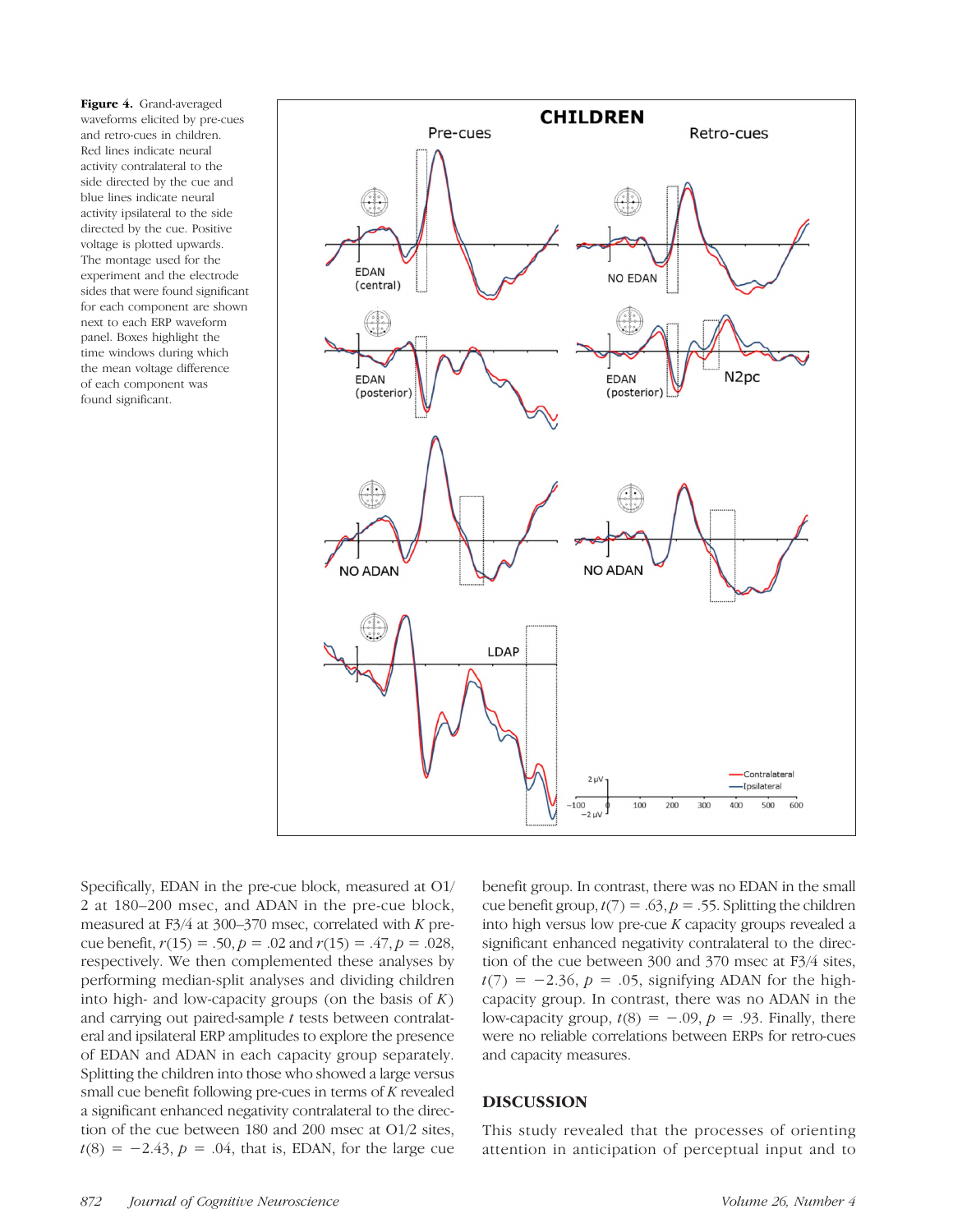**Figure 4.** Grand-averaged waveforms elicited by pre-cues and retro-cues in children. Red lines indicate neural activity contralateral to the side directed by the cue and blue lines indicate neural activity ipsilateral to the side directed by the cue. Positive voltage is plotted upwards. The montage used for the experiment and the electrode sides that were found significant for each component are shown next to each ERP waveform panel. Boxes highlight the time windows during which the mean voltage difference of each component was found significant.

Specifically, EDAN in the pre-cue block, measured at O1/2 at 180–200 msec, and ADAN in the pre-cue block, measured at F3/4 at 300–370 msec, correlated with $K$ pre-cue benefit, $r(15) = .50, p = .02$ and $r(15) = .47, p = .028$, respectively. We then complemented these analyses by performing median-split analyses and dividing children into high- and low-capacity groups (on the basis of $K$) and carrying out paired-sample $t$ tests between contralateral and ipsilateral ERP amplitudes to explore the presence of EDAN and ADAN in each capacity group separately. Splitting the children into those who showed a large versus small cue benefit following pre-cues in terms of $K$ revealed a significant enhanced negativity contralateral to the direction of the cue between 180 and 200 msec at O1/2 sites, $t(8) = -2.43, p = .04$, that is, EDAN, for the large cue benefit group. In contrast, there was no EDAN in the small cue benefit group, $t(7) = .63, p = .55$. Splitting the children into high versus low pre-cue $K$ capacity groups revealed a significant enhanced negativity contralateral to the direction of the cue between 300 and 370 msec at F3/4 sites, $t(7) = -2.36, p = .05$, signifying ADAN for the high-capacity group. In contrast, there was no ADAN in the low-capacity group, $t(8) = -.09, p = .93$. Finally, there were no reliable correlations between ERPs for retro-cues and capacity measures.

## DISCUSSION

This study revealed that the processes of orienting attention in anticipation of perceptual input and to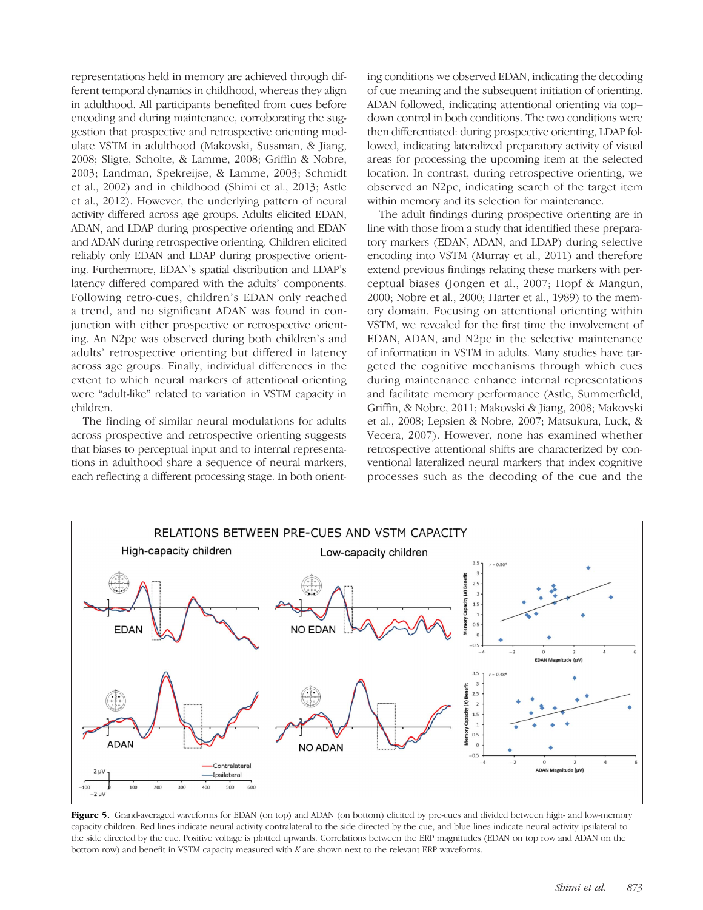representations held in memory are achieved through different temporal dynamics in childhood, whereas they align in adulthood. All participants benefited from cues before encoding and during maintenance, corroborating the suggestion that prospective and retrospective orienting modulate VSTM in adulthood (Makovski, Sussman, & Jiang, 2008; Sligte, Scholte, & Lamme, 2008; Griffin & Nobre, 2003; Landman, Spekreijse, & Lamme, 2003; Schmidt et al., 2002) and in childhood (Shimi et al., 2013; Astle et al., 2012). However, the underlying pattern of neural activity differed across age groups. Adults elicited EDAN, ADAN, and LDAP during prospective orienting and EDAN and ADAN during retrospective orienting. Children elicited reliably only EDAN and LDAP during prospective orienting. Furthermore, EDAN's spatial distribution and LDAP's latency differed compared with the adults' components. Following retro-cues, children's EDAN only reached a trend, and no significant ADAN was found in conjunction with either prospective or retrospective orienting. An N2pc was observed during both children's and adults' retrospective orienting but differed in latency across age groups. Finally, individual differences in the extent to which neural markers of attentional orienting were "adult-like" related to variation in VSTM capacity in children.

The finding of similar neural modulations for adults across prospective and retrospective orienting suggests that biases to perceptual input and to internal representations in adulthood share a sequence of neural markers, each reflecting a different processing stage. In both orienting conditions we observed EDAN, indicating the decoding of cue meaning and the subsequent initiation of orienting. ADAN followed, indicating attentional orienting via top–down control in both conditions. The two conditions were then differentiated: during prospective orienting, LDAP followed, indicating lateralized preparatory activity of visual areas for processing the upcoming item at the selected location. In contrast, during retrospective orienting, we observed an N2pc, indicating search of the target item within memory and its selection for maintenance.

The adult findings during prospective orienting are in line with those from a study that identified these preparatory markers (EDAN, ADAN, and LDAP) during selective encoding into VSTM (Murray et al., 2011) and therefore extend previous findings relating these markers with perceptual biases (Jongen et al., 2007; Hopf & Mangun, 2000; Nobre et al., 2000; Harter et al., 1989) to the memory domain. Focusing on attentional orienting within VSTM, we revealed for the first time the involvement of EDAN, ADAN, and N2pc in the selective maintenance of information in VSTM in adults. Many studies have targeted the cognitive mechanisms through which cues during maintenance enhance internal representations and facilitate memory performance (Astle, Summerfield, Griffin, & Nobre, 2011; Makovski & Jiang, 2008; Makovski et al., 2008; Lepsien & Nobre, 2007; Matsukura, Luck, & Vecera, 2007). However, none has examined whether retrospective attentional shifts are characterized by conventional lateralized neural markers that index cognitive processes such as the decoding of the cue and the

**Figure 5.** Grand-averaged waveforms for EDAN (on top) and ADAN (on bottom) elicited by pre-cues and divided between high- and low-memory capacity children. Red lines indicate neural activity contralateral to the side directed by the cue, and blue lines indicate neural activity ipsilateral to the side directed by the cue. Positive voltage is plotted upwards. Correlations between the ERP magnitudes (EDAN on top row and ADAN on the bottom row) and benefit in VSTM capacity measured with *K* are shown next to the relevant ERP waveforms.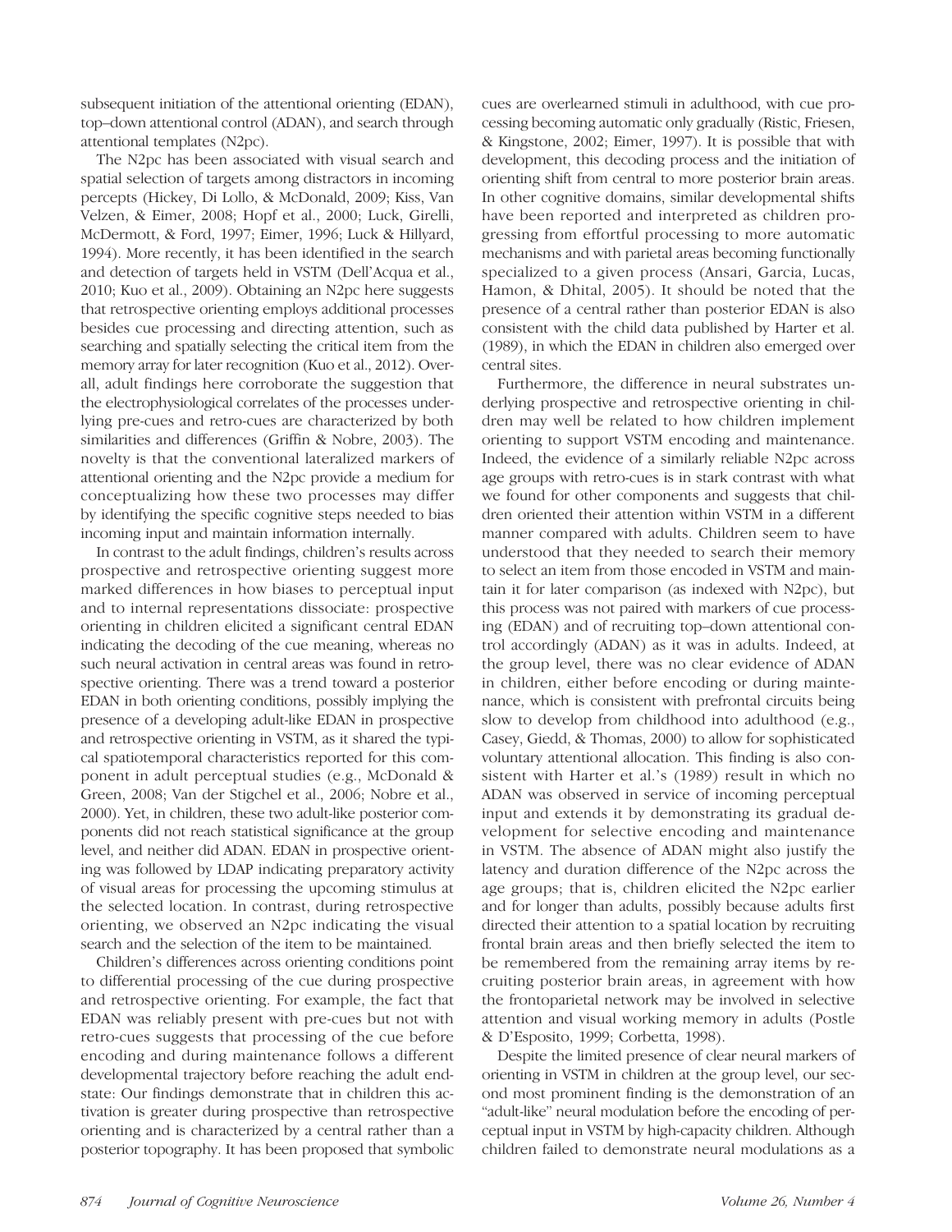subsequent initiation of the attentional orienting (EDAN), top–down attentional control (ADAN), and search through attentional templates (N2pc).

The N2pc has been associated with visual search and spatial selection of targets among distractors in incoming percepts (Hickey, Di Lollo, & McDonald, 2009; Kiss, Van Velzen, & Eimer, 2008; Hopf et al., 2000; Luck, Girelli, McDermott, & Ford, 1997; Eimer, 1996; Luck & Hillyard, 1994). More recently, it has been identified in the search and detection of targets held in VSTM (Dell'Acqua et al., 2010; Kuo et al., 2009). Obtaining an N2pc here suggests that retrospective orienting employs additional processes besides cue processing and directing attention, such as searching and spatially selecting the critical item from the memory array for later recognition (Kuo et al., 2012). Overall, adult findings here corroborate the suggestion that the electrophysiological correlates of the processes underlying pre-cues and retro-cues are characterized by both similarities and differences (Griffin & Nobre, 2003). The novelty is that the conventional lateralized markers of attentional orienting and the N2pc provide a medium for conceptualizing how these two processes may differ by identifying the specific cognitive steps needed to bias incoming input and maintain information internally.

In contrast to the adult findings, children's results across prospective and retrospective orienting suggest more marked differences in how biases to perceptual input and to internal representations dissociate: prospective orienting in children elicited a significant central EDAN indicating the decoding of the cue meaning, whereas no such neural activation in central areas was found in retrospective orienting. There was a trend toward a posterior EDAN in both orienting conditions, possibly implying the presence of a developing adult-like EDAN in prospective and retrospective orienting in VSTM, as it shared the typical spatiotemporal characteristics reported for this component in adult perceptual studies (e.g., McDonald & Green, 2008; Van der Stigchel et al., 2006; Nobre et al., 2000). Yet, in children, these two adult-like posterior components did not reach statistical significance at the group level, and neither did ADAN. EDAN in prospective orienting was followed by LDAP indicating preparatory activity of visual areas for processing the upcoming stimulus at the selected location. In contrast, during retrospective orienting, we observed an N2pc indicating the visual search and the selection of the item to be maintained.

Children's differences across orienting conditions point to differential processing of the cue during prospective and retrospective orienting. For example, the fact that EDAN was reliably present with pre-cues but not with retro-cues suggests that processing of the cue before encoding and during maintenance follows a different developmental trajectory before reaching the adult end-state: Our findings demonstrate that in children this activation is greater during prospective than retrospective orienting and is characterized by a central rather than a posterior topography. It has been proposed that symbolic cues are overlearned stimuli in adulthood, with cue processing becoming automatic only gradually (Ristic, Friesen, & Kingstone, 2002; Eimer, 1997). It is possible that with development, this decoding process and the initiation of orienting shift from central to more posterior brain areas. In other cognitive domains, similar developmental shifts have been reported and interpreted as children progressing from effortful processing to more automatic mechanisms and with parietal areas becoming functionally specialized to a given process (Ansari, Garcia, Lucas, Hamon, & Dhital, 2005). It should be noted that the presence of a central rather than posterior EDAN is also consistent with the child data published by Harter et al. (1989), in which the EDAN in children also emerged over central sites.

Furthermore, the difference in neural substrates underlying prospective and retrospective orienting in children may well be related to how children implement orienting to support VSTM encoding and maintenance. Indeed, the evidence of a similarly reliable N2pc across age groups with retro-cues is in stark contrast with what we found for other components and suggests that children oriented their attention within VSTM in a different manner compared with adults. Children seem to have understood that they needed to search their memory to select an item from those encoded in VSTM and maintain it for later comparison (as indexed with N2pc), but this process was not paired with markers of cue processing (EDAN) and of recruiting top–down attentional control accordingly (ADAN) as it was in adults. Indeed, at the group level, there was no clear evidence of ADAN in children, either before encoding or during maintenance, which is consistent with prefrontal circuits being slow to develop from childhood into adulthood (e.g., Casey, Giedd, & Thomas, 2000) to allow for sophisticated voluntary attentional allocation. This finding is also consistent with Harter et al.'s (1989) result in which no ADAN was observed in service of incoming perceptual input and extends it by demonstrating its gradual development for selective encoding and maintenance in VSTM. The absence of ADAN might also justify the latency and duration difference of the N2pc across the age groups; that is, children elicited the N2pc earlier and for longer than adults, possibly because adults first directed their attention to a spatial location by recruiting frontal brain areas and then briefly selected the item to be remembered from the remaining array items by recruiting posterior brain areas, in agreement with how the frontoparietal network may be involved in selective attention and visual working memory in adults (Postle & D'Esposito, 1999; Corbetta, 1998).

Despite the limited presence of clear neural markers of orienting in VSTM in children at the group level, our second most prominent finding is the demonstration of an "adult-like" neural modulation before the encoding of perceptual input in VSTM by high-capacity children. Although children failed to demonstrate neural modulations as a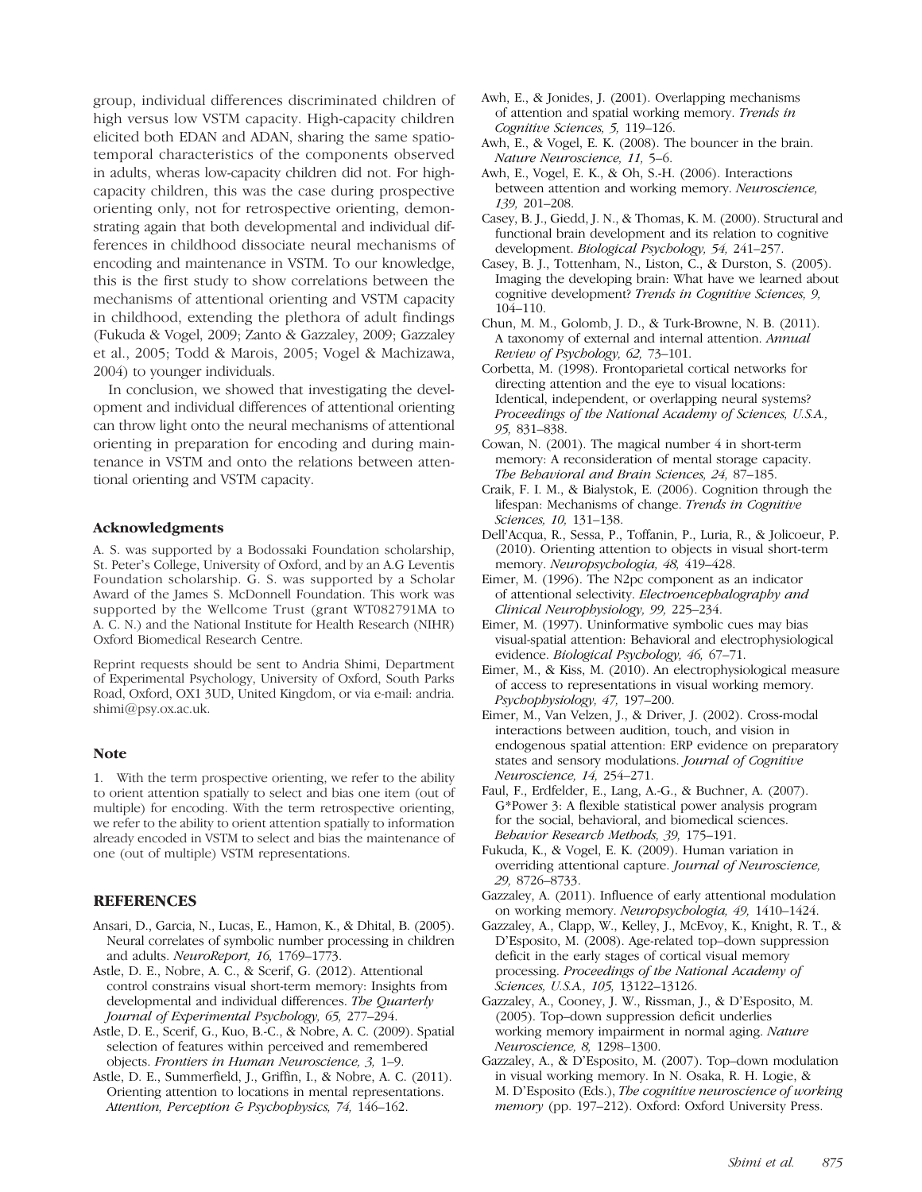group, individual differences discriminated children of high versus low VSTM capacity. High-capacity children elicited both EDAN and ADAN, sharing the same spatiotemporal characteristics of the components observed in adults, wheras low-capacity children did not. For high-capacity children, this was the case during prospective orienting only, not for retrospective orienting, demonstrating again that both developmental and individual differences in childhood dissociate neural mechanisms of encoding and maintenance in VSTM. To our knowledge, this is the first study to show correlations between the mechanisms of attentional orienting and VSTM capacity in childhood, extending the plethora of adult findings (Fukuda & Vogel, 2009; Zanto & Gazzaley, 2009; Gazzaley et al., 2005; Todd & Marois, 2005; Vogel & Machizawa, 2004) to younger individuals.

In conclusion, we showed that investigating the development and individual differences of attentional orienting can throw light onto the neural mechanisms of attentional orienting in preparation for encoding and during maintenance in VSTM and onto the relations between attentional orienting and VSTM capacity.

### Acknowledgments

A. S. was supported by a Bodossaki Foundation scholarship, St. Peter's College, University of Oxford, and by an A.G Leventis Foundation scholarship. G. S. was supported by a Scholar Award of the James S. McDonnell Foundation. This work was supported by the Wellcome Trust (grant WT082791MA to A. C. N.) and the National Institute for Health Research (NIHR) Oxford Biomedical Research Centre.

Reprint requests should be sent to Andria Shimi, Department of Experimental Psychology, University of Oxford, South Parks Road, Oxford, OX1 3UD, United Kingdom, or via e-mail: andria.shimi@psy.ox.ac.uk.

### Note

1. With the term prospective orienting, we refer to the ability to orient attention spatially to select and bias one item (out of multiple) for encoding. With the term retrospective orienting, we refer to the ability to orient attention spatially to information already encoded in VSTM to select and bias the maintenance of one (out of multiple) VSTM representations.

## REFERENCES

Ansari, D., Garcia, N., Lucas, E., Hamon, K., & Dhital, B. (2005). Neural correlates of symbolic number processing in children and adults. *NeuroReport, 16,* 1769–1773.

Astle, D. E., Nobre, A. C., & Scerif, G. (2012). Attentional control constrains visual short-term memory: Insights from developmental and individual differences. *The Quarterly Journal of Experimental Psychology, 65,* 277–294.

Astle, D. E., Scerif, G., Kuo, B.-C., & Nobre, A. C. (2009). Spatial selection of features within perceived and remembered objects. *Frontiers in Human Neuroscience, 3,* 1–9.

Astle, D. E., Summerfield, J., Griffin, I., & Nobre, A. C. (2011). Orienting attention to locations in mental representations. *Attention, Perception & Psychophysics, 74,* 146–162.

Awh, E., & Jonides, J. (2001). Overlapping mechanisms of attention and spatial working memory. *Trends in Cognitive Sciences, 5,* 119–126.

Awh, E., & Vogel, E. K. (2008). The bouncer in the brain. *Nature Neuroscience, 11,* 5–6.

Awh, E., Vogel, E. K., & Oh, S.-H. (2006). Interactions between attention and working memory. *Neuroscience, 139,* 201–208.

Casey, B. J., Giedd, J. N., & Thomas, K. M. (2000). Structural and functional brain development and its relation to cognitive development. *Biological Psychology, 54,* 241–257.

Casey, B. J., Tottenham, N., Liston, C., & Durston, S. (2005). Imaging the developing brain: What have we learned about cognitive development? *Trends in Cognitive Sciences, 9,* 104–110.

Chun, M. M., Golomb, J. D., & Turk-Browne, N. B. (2011). A taxonomy of external and internal attention. *Annual Review of Psychology, 62,* 73–101.

Corbetta, M. (1998). Frontoparietal cortical networks for directing attention and the eye to visual locations: Identical, independent, or overlapping neural systems? *Proceedings of the National Academy of Sciences, U.S.A., 95,* 831–838.

Cowan, N. (2001). The magical number 4 in short-term memory: A reconsideration of mental storage capacity. *The Behavioral and Brain Sciences, 24,* 87–185.

Craik, F. I. M., & Bialystok, E. (2006). Cognition through the lifespan: Mechanisms of change. *Trends in Cognitive Sciences, 10,* 131–138.

Dell'Acqua, R., Sessa, P., Toffanin, P., Luria, R., & Jolicoeur, P. (2010). Orienting attention to objects in visual short-term memory. *Neuropsychologia, 48,* 419–428.

Eimer, M. (1996). The N2pc component as an indicator of attentional selectivity. *Electroencephalography and Clinical Neurophysiology, 99,* 225–234.

Eimer, M. (1997). Uninformative symbolic cues may bias visual-spatial attention: Behavioral and electrophysiological evidence. *Biological Psychology, 46,* 67–71.

Eimer, M., & Kiss, M. (2010). An electrophysiological measure of access to representations in visual working memory. *Psychophysiology, 47,* 197–200.

Eimer, M., Van Velzen, J., & Driver, J. (2002). Cross-modal interactions between audition, touch, and vision in endogenous spatial attention: ERP evidence on preparatory states and sensory modulations. *Journal of Cognitive Neuroscience, 14,* 254–271.

Faul, F., Erdfelder, E., Lang, A.-G., & Buchner, A. (2007). G*Power 3: A flexible statistical power analysis program for the social, behavioral, and biomedical sciences. *Behavior Research Methods, 39,* 175–191.

Fukuda, K., & Vogel, E. K. (2009). Human variation in overriding attentional capture. *Journal of Neuroscience, 29,* 8726–8733.

Gazzaley, A. (2011). Influence of early attentional modulation on working memory. *Neuropsychologia, 49,* 1410–1424.

Gazzaley, A., Clapp, W., Kelley, J., McEvoy, K., Knight, R. T., & D'Esposito, M. (2008). Age-related top–down suppression deficit in the early stages of cortical visual memory processing. *Proceedings of the National Academy of Sciences, U.S.A., 105,* 13122–13126.

Gazzaley, A., Cooney, J. W., Rissman, J., & D'Esposito, M. (2005). Top–down suppression deficit underlies working memory impairment in normal aging. *Nature Neuroscience, 8,* 1298–1300.

Gazzaley, A., & D'Esposito, M. (2007). Top–down modulation in visual working memory. In N. Osaka, R. H. Logie, & M. D'Esposito (Eds.), *The cognitive neuroscience of working memory* (pp. 197–212). Oxford: Oxford University Press.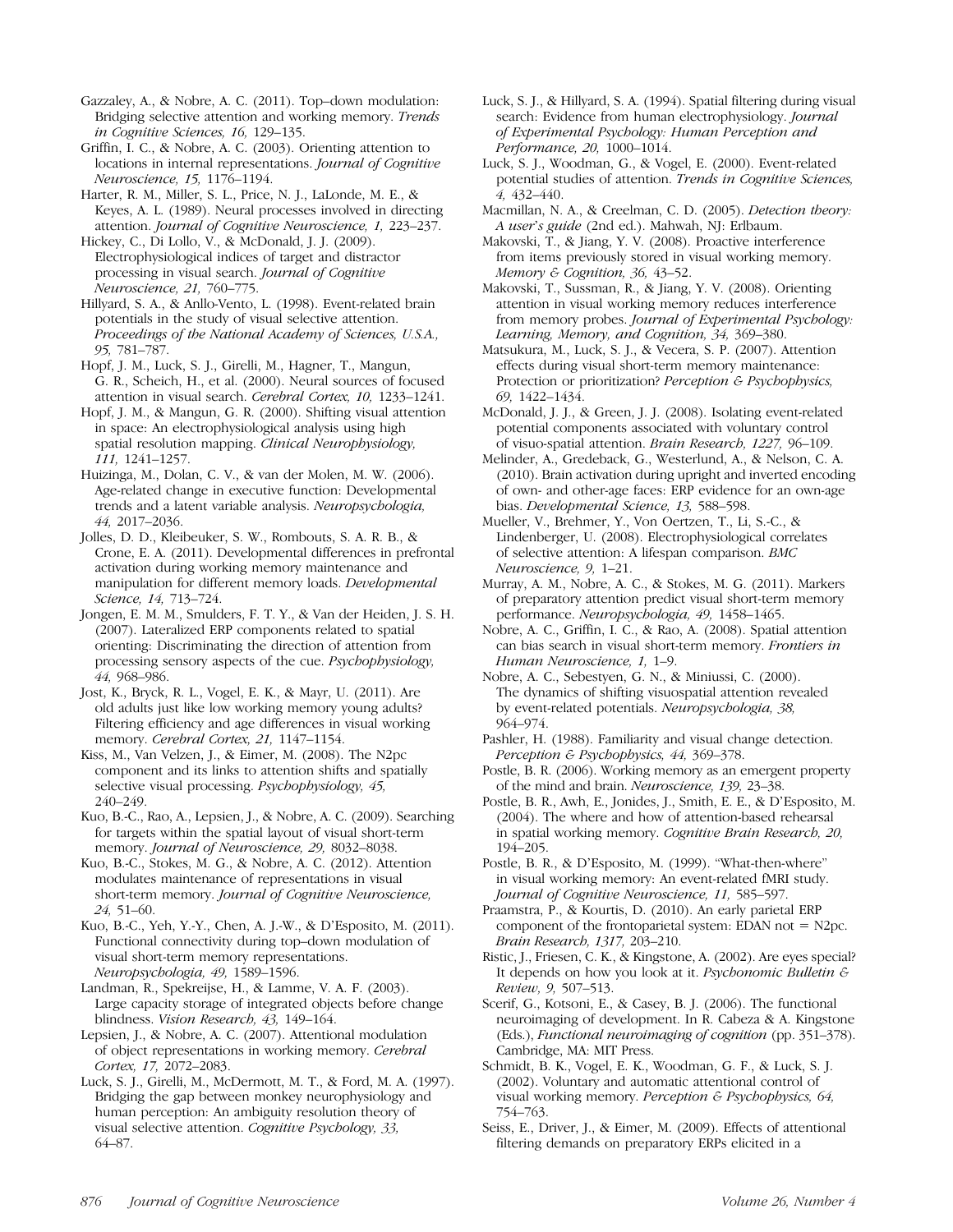Gazzaley, A., & Nobre, A. C. (2011). Top–down modulation: Bridging selective attention and working memory. *Trends in Cognitive Sciences, 16,* 129–135.

Griffin, I. C., & Nobre, A. C. (2003). Orienting attention to locations in internal representations. *Journal of Cognitive Neuroscience, 15,* 1176–1194.

Harter, R. M., Miller, S. L., Price, N. J., LaLonde, M. E., & Keyes, A. L. (1989). Neural processes involved in directing attention. *Journal of Cognitive Neuroscience, 1,* 223–237.

Hickey, C., Di Lollo, V., & McDonald, J. J. (2009). Electrophysiological indices of target and distractor processing in visual search. *Journal of Cognitive Neuroscience, 21,* 760–775.

Hillyard, S. A., & Anllo-Vento, L. (1998). Event-related brain potentials in the study of visual selective attention. *Proceedings of the National Academy of Sciences, U.S.A., 95,* 781–787.

Hopf, J. M., Luck, S. J., Girelli, M., Hagner, T., Mangun, G. R., Scheich, H., et al. (2000). Neural sources of focused attention in visual search. *Cerebral Cortex, 10,* 1233–1241.

Hopf, J. M., & Mangun, G. R. (2000). Shifting visual attention in space: An electrophysiological analysis using high spatial resolution mapping. *Clinical Neurophysiology, 111,* 1241–1257.

Huizinga, M., Dolan, C. V., & van der Molen, M. W. (2006). Age-related change in executive function: Developmental trends and a latent variable analysis. *Neuropsychologia, 44,* 2017–2036.

Jolles, D. D., Kleibeuker, S. W., Rombouts, S. A. R. B., & Crone, E. A. (2011). Developmental differences in prefrontal activation during working memory maintenance and manipulation for different memory loads. *Developmental Science, 14,* 713–724.

Jongen, E. M. M., Smulders, F. T. Y., & Van der Heiden, J. S. H. (2007). Lateralized ERP components related to spatial orienting: Discriminating the direction of attention from processing sensory aspects of the cue. *Psychophysiology, 44,* 968–986.

Jost, K., Bryck, R. L., Vogel, E. K., & Mayr, U. (2011). Are old adults just like low working memory young adults? Filtering efficiency and age differences in visual working memory. *Cerebral Cortex, 21,* 1147–1154.

Kiss, M., Van Velzen, J., & Eimer, M. (2008). The N2pc component and its links to attention shifts and spatially selective visual processing. *Psychophysiology, 45,* 240–249.

Kuo, B.-C., Rao, A., Lepsien, J., & Nobre, A. C. (2009). Searching for targets within the spatial layout of visual short-term memory. *Journal of Neuroscience, 29,* 8032–8038.

Kuo, B.-C., Stokes, M. G., & Nobre, A. C. (2012). Attention modulates maintenance of representations in visual short-term memory. *Journal of Cognitive Neuroscience, 24,* 51–60.

Kuo, B.-C., Yeh, Y.-Y., Chen, A. J.-W., & D'Esposito, M. (2011). Functional connectivity during top–down modulation of visual short-term memory representations. *Neuropsychologia, 49,* 1589–1596.

Landman, R., Spekreijse, H., & Lamme, V. A. F. (2003). Large capacity storage of integrated objects before change blindness. *Vision Research, 43,* 149–164.

Lepsien, J., & Nobre, A. C. (2007). Attentional modulation of object representations in working memory. *Cerebral Cortex, 17,* 2072–2083.

Luck, S. J., Girelli, M., McDermott, M. T., & Ford, M. A. (1997). Bridging the gap between monkey neurophysiology and human perception: An ambiguity resolution theory of visual selective attention. *Cognitive Psychology, 33,* 64–87.

Luck, S. J., & Hillyard, S. A. (1994). Spatial filtering during visual search: Evidence from human electrophysiology. *Journal of Experimental Psychology: Human Perception and Performance, 20,* 1000–1014.

Luck, S. J., Woodman, G., & Vogel, E. (2000). Event-related potential studies of attention. *Trends in Cognitive Sciences, 4,* 432–440.

Macmillan, N. A., & Creelman, C. D. (2005). *Detection theory: A user's guide* (2nd ed.). Mahwah, NJ: Erlbaum.

Makovski, T., & Jiang, Y. V. (2008). Proactive interference from items previously stored in visual working memory. *Memory & Cognition, 36,* 43–52.

Makovski, T., Sussman, R., & Jiang, Y. V. (2008). Orienting attention in visual working memory reduces interference from memory probes. *Journal of Experimental Psychology: Learning, Memory, and Cognition, 34,* 369–380.

Matsukura, M., Luck, S. J., & Vecera, S. P. (2007). Attention effects during visual short-term memory maintenance: Protection or prioritization? *Perception & Psychophysics, 69,* 1422–1434.

McDonald, J. J., & Green, J. J. (2008). Isolating event-related potential components associated with voluntary control of visuo-spatial attention. *Brain Research, 1227,* 96–109.

Melinder, A., Gredeback, G., Westerlund, A., & Nelson, C. A. (2010). Brain activation during upright and inverted encoding of own- and other-age faces: ERP evidence for an own-age bias. *Developmental Science, 13,* 588–598.

Mueller, V., Brehmer, Y., Von Oertzen, T., Li, S.-C., & Lindenberger, U. (2008). Electrophysiological correlates of selective attention: A lifespan comparison. *BMC Neuroscience, 9,* 1–21.

Murray, A. M., Nobre, A. C., & Stokes, M. G. (2011). Markers of preparatory attention predict visual short-term memory performance. *Neuropsychologia, 49,* 1458–1465.

Nobre, A. C., Griffin, I. C., & Rao, A. (2008). Spatial attention can bias search in visual short-term memory. *Frontiers in Human Neuroscience, 1,* 1–9.

Nobre, A. C., Sebestyen, G. N., & Miniussi, C. (2000). The dynamics of shifting visuospatial attention revealed by event-related potentials. *Neuropsychologia, 38,* 964–974.

Pashler, H. (1988). Familiarity and visual change detection. *Perception & Psychophysics, 44,* 369–378.

Postle, B. R. (2006). Working memory as an emergent property of the mind and brain. *Neuroscience, 139,* 23–38.

Postle, B. R., Awh, E., Jonides, J., Smith, E. E., & D'Esposito, M. (2004). The where and how of attention-based rehearsal in spatial working memory. *Cognitive Brain Research, 20,* 194–205.

Postle, B. R., & D'Esposito, M. (1999). "What-then-where" in visual working memory: An event-related fMRI study. *Journal of Cognitive Neuroscience, 11,* 585–597.

Praamstra, P., & Kourtis, D. (2010). An early parietal ERP component of the frontoparietal system: EDAN not = N2pc. *Brain Research, 1317,* 203–210.

Ristic, J., Friesen, C. K., & Kingstone, A. (2002). Are eyes special? It depends on how you look at it. *Psychonomic Bulletin & Review, 9,* 507–513.

Scerif, G., Kotsoni, E., & Casey, B. J. (2006). The functional neuroimaging of development. In R. Cabeza & A. Kingstone (Eds.), *Functional neuroimaging of cognition* (pp. 351–378). Cambridge, MA: MIT Press.

Schmidt, B. K., Vogel, E. K., Woodman, G. F., & Luck, S. J. (2002). Voluntary and automatic attentional control of visual working memory. *Perception & Psychophysics, 64,* 754–763.

Seiss, E., Driver, J., & Eimer, M. (2009). Effects of attentional filtering demands on preparatory ERPs elicited in a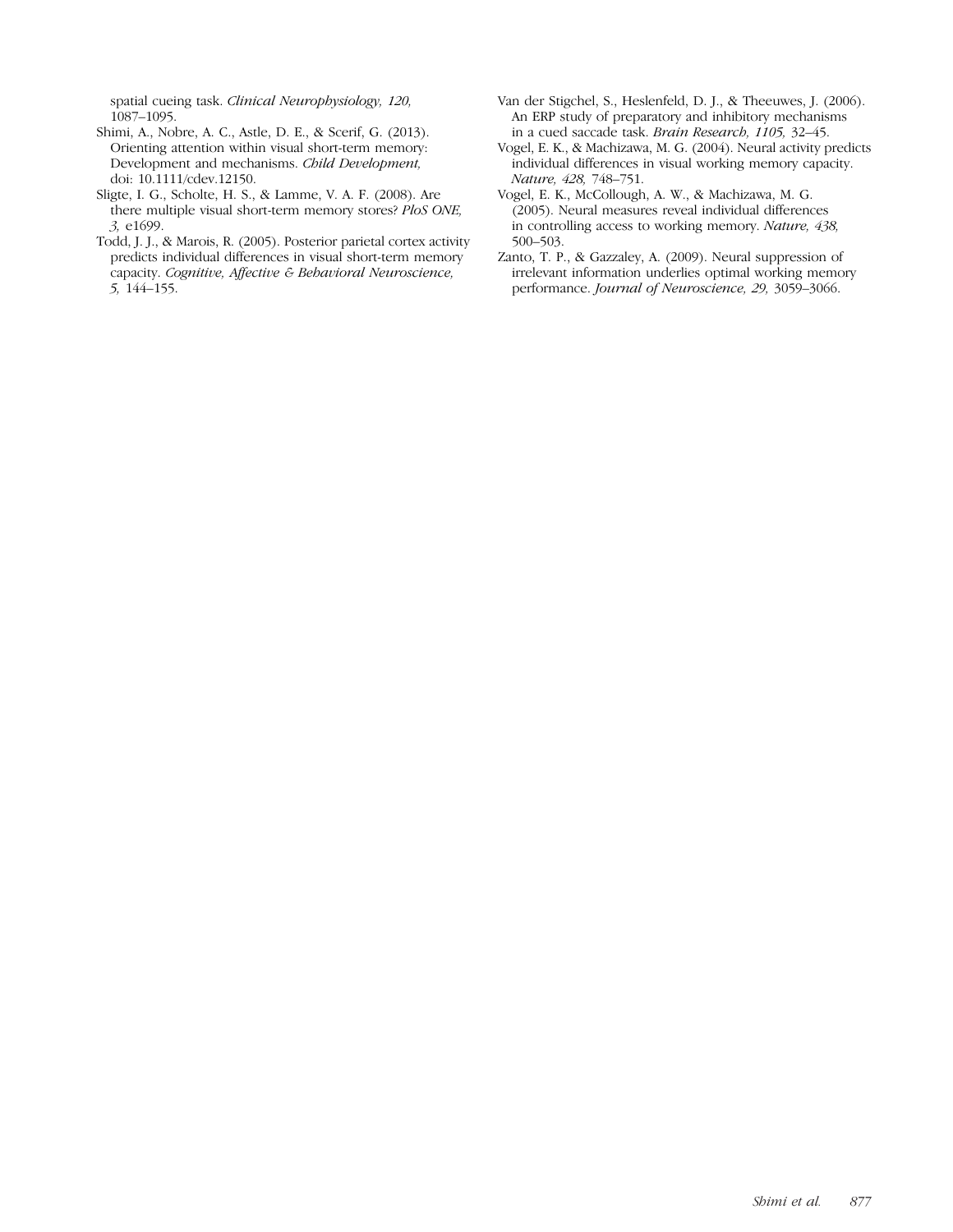spatial cueing task. *Clinical Neurophysiology, 120,* 1087–1095.

Shimi, A., Nobre, A. C., Astle, D. E., & Scerif, G. (2013). Orienting attention within visual short-term memory: Development and mechanisms. *Child Development,* doi: 10.1111/cdev.12150.

Sligte, I. G., Scholte, H. S., & Lamme, V. A. F. (2008). Are there multiple visual short-term memory stores? *PloS ONE, 3,* e1699.

Todd, J. J., & Marois, R. (2005). Posterior parietal cortex activity predicts individual differences in visual short-term memory capacity. *Cognitive, Affective & Behavioral Neuroscience, 5,* 144–155.

Van der Stigchel, S., Heslenfeld, D. J., & Theeuwes, J. (2006). An ERP study of preparatory and inhibitory mechanisms in a cued saccade task. *Brain Research, 1105,* 32–45.

Vogel, E. K., & Machizawa, M. G. (2004). Neural activity predicts individual differences in visual working memory capacity. *Nature, 428,* 748–751.

Vogel, E. K., McCollough, A. W., & Machizawa, M. G. (2005). Neural measures reveal individual differences in controlling access to working memory. *Nature, 438,* 500–503.

Zanto, T. P., & Gazzaley, A. (2009). Neural suppression of irrelevant information underlies optimal working memory performance. *Journal of Neuroscience, 29,* 3059–3066.